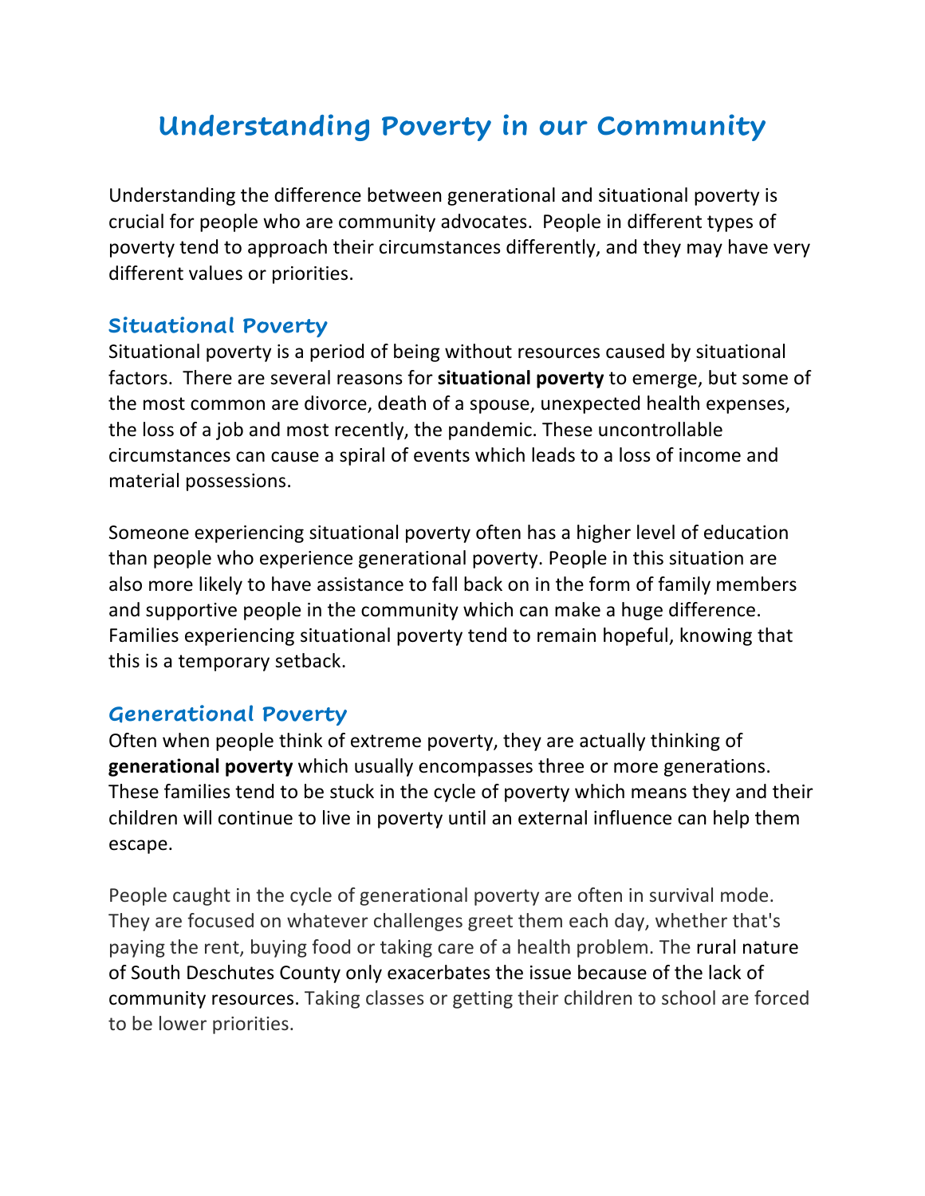# Understanding Poverty in our Community

Understanding the difference between generational and situational poverty is crucial for people who are community advocates. People in different types of poverty tend to approach their circumstances differently, and they may have very different values or priorities.

## Situational Poverty

Situational poverty is a period of being without resources caused by situational factors. There are several reasons for **situational poverty** to emerge, but some of the most common are divorce, death of a spouse, unexpected health expenses, the loss of a job and most recently, the pandemic. These uncontrollable circumstances can cause a spiral of events which leads to a loss of income and material possessions.

Someone experiencing situational poverty often has a higher level of education than people who experience generational poverty. People in this situation are also more likely to have assistance to fall back on in the form of family members and supportive people in the community which can make a huge difference. Families experiencing situational poverty tend to remain hopeful, knowing that this is a temporary setback.

## Generational Poverty

Often when people think of extreme poverty, they are actually thinking of **generational poverty** which usually encompasses three or more generations. These families tend to be stuck in the cycle of poverty which means they and their children will continue to live in poverty until an external influence can help them escape.

People caught in the cycle of generational poverty are often in survival mode. They are focused on whatever challenges greet them each day, whether that's paying the rent, buying food or taking care of a health problem. The rural nature of South Deschutes County only exacerbates the issue because of the lack of community resources. Taking classes or getting their children to school are forced to be lower priorities.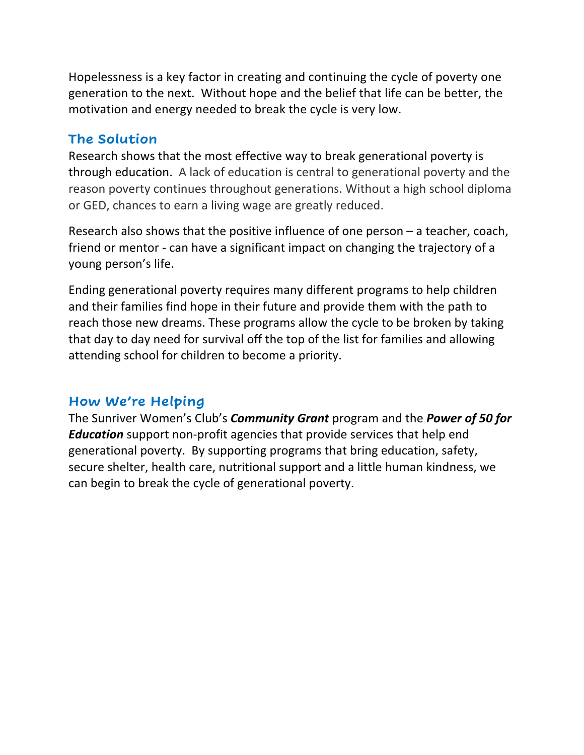Hopelessness is a key factor in creating and continuing the cycle of poverty one generation to the next. Without hope and the belief that life can be better, the motivation and energy needed to break the cycle is very low.

## The Solution

Research shows that the most effective way to break generational poverty is through education. A lack of education is central to generational poverty and the reason poverty continues throughout generations. Without a high school diploma or GED, chances to earn a living wage are greatly reduced.

Research also shows that the positive influence of one person – a teacher, coach, friend or mentor - can have a significant impact on changing the trajectory of a young person's life.

Ending generational poverty requires many different programs to help children and their families find hope in their future and provide them with the path to reach those new dreams. These programs allow the cycle to be broken by taking that day to day need for survival off the top of the list for families and allowing attending school for children to become a priority.

## How We're Helping

The Sunriver Women's Club's ***Community Grant*** program and the ***Power of 50 for Education*** support non-profit agencies that provide services that help end generational poverty. By supporting programs that bring education, safety, secure shelter, health care, nutritional support and a little human kindness, we can begin to break the cycle of generational poverty.